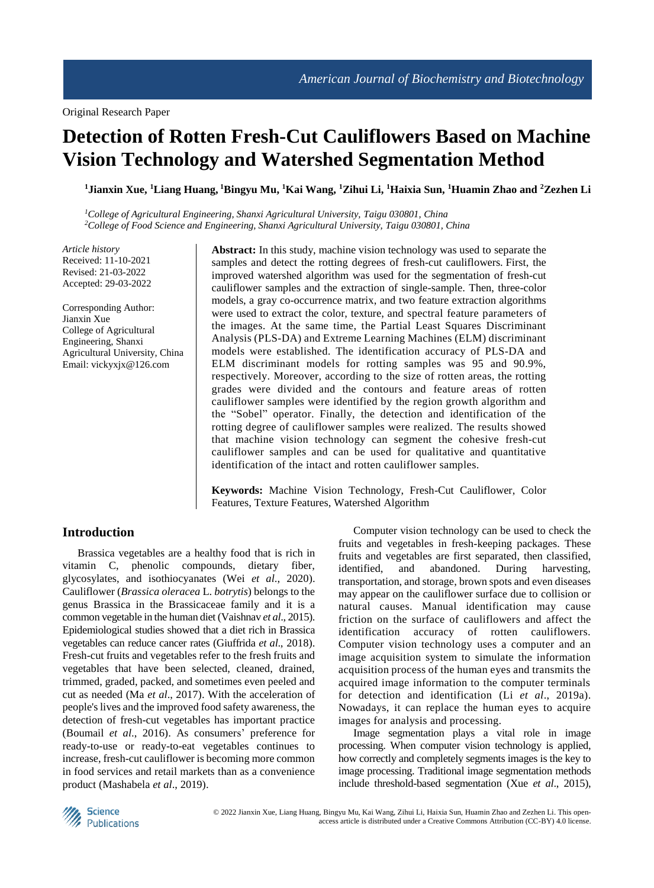Original Research Paper

# Detection of Rotten Fresh-Cut Cauliflowers Based on Machine Vision Technology and Watershed Segmentation Method

**[1]Jianxin Xue, [1]Liang Huang, [1]Bingyu Mu, [1]Kai Wang, [1]Zihui Li, [1]Haixia Sun, [1]Huamin Zhao and [2]Zezhen Li**

*[1]College of Agricultural Engineering, Shanxi Agricultural University, Taigu 030801, China*
*[2]College of Food Science and Engineering, Shanxi Agricultural University, Taigu 030801, China*

*Article history*
Received: 11-10-2021
Revised: 21-03-2022
Accepted: 29-03-2022

Corresponding Author:
Jianxin Xue
College of Agricultural Engineering, Shanxi Agricultural University, China
Email: vickyxjx@126.com

**Abstract:** In this study, machine vision technology was used to separate the samples and detect the rotting degrees of fresh-cut cauliflowers. First, the improved watershed algorithm was used for the segmentation of fresh-cut cauliflower samples and the extraction of single-sample. Then, three-color models, a gray co-occurrence matrix, and two feature extraction algorithms were used to extract the color, texture, and spectral feature parameters of the images. At the same time, the Partial Least Squares Discriminant Analysis (PLS-DA) and Extreme Learning Machines (ELM) discriminant models were established. The identification accuracy of PLS-DA and ELM discriminant models for rotting samples was 95 and 90.9%, respectively. Moreover, according to the size of rotten areas, the rotting grades were divided and the contours and feature areas of rotten cauliflower samples were identified by the region growth algorithm and the "Sobel" operator. Finally, the detection and identification of the rotting degree of cauliflower samples were realized. The results showed that machine vision technology can segment the cohesive fresh-cut cauliflower samples and can be used for qualitative and quantitative identification of the intact and rotten cauliflower samples.

**Keywords:** Machine Vision Technology, Fresh-Cut Cauliflower, Color Features, Texture Features, Watershed Algorithm

## Introduction

Brassica vegetables are a healthy food that is rich in vitamin C, phenolic compounds, dietary fiber, glycosylates, and isothiocyanates (Wei *et al.*, 2020). Cauliflower (*Brassica oleracea* L. *botrytis*) belongs to the genus Brassica in the Brassicaceae family and it is a common vegetable in the human diet (Vaishnav *et al.*, 2015). Epidemiological studies showed that a diet rich in Brassica vegetables can reduce cancer rates (Giuffrida *et al.*, 2018). Fresh-cut fruits and vegetables refer to the fresh fruits and vegetables that have been selected, cleaned, drained, trimmed, graded, packed, and sometimes even peeled and cut as needed (Ma *et al.*, 2017). With the acceleration of people's lives and the improved food safety awareness, the detection of fresh-cut vegetables has important practice (Boumail *et al.*, 2016). As consumers' preference for ready-to-use or ready-to-eat vegetables continues to increase, fresh-cut cauliflower is becoming more common in food services and retail markets than as a convenience product (Mashabela *et al.*, 2019).

Computer vision technology can be used to check the fruits and vegetables in fresh-keeping packages. These fruits and vegetables are first separated, then classified, identified, and abandoned. During harvesting, transportation, and storage, brown spots and even diseases may appear on the cauliflower surface due to collision or natural causes. Manual identification may cause friction on the surface of cauliflowers and affect the identification accuracy of rotten cauliflowers. Computer vision technology uses a computer and an image acquisition system to simulate the information acquisition process of the human eyes and transmits the acquired image information to the computer terminals for detection and identification (Li *et al.*, 2019a). Nowadays, it can replace the human eyes to acquire images for analysis and processing.

Image segmentation plays a vital role in image processing. When computer vision technology is applied, how correctly and completely segments images is the key to image processing. Traditional image segmentation methods include threshold-based segmentation (Xue *et al.*, 2015),

© 2022 Jianxin Xue, Liang Huang, Bingyu Mu, Kai Wang, Zihui Li, Haixia Sun, Huamin Zhao and Zezhen Li. This open-access article is distributed under a Creative Commons Attribution (CC-BY) 4.0 license.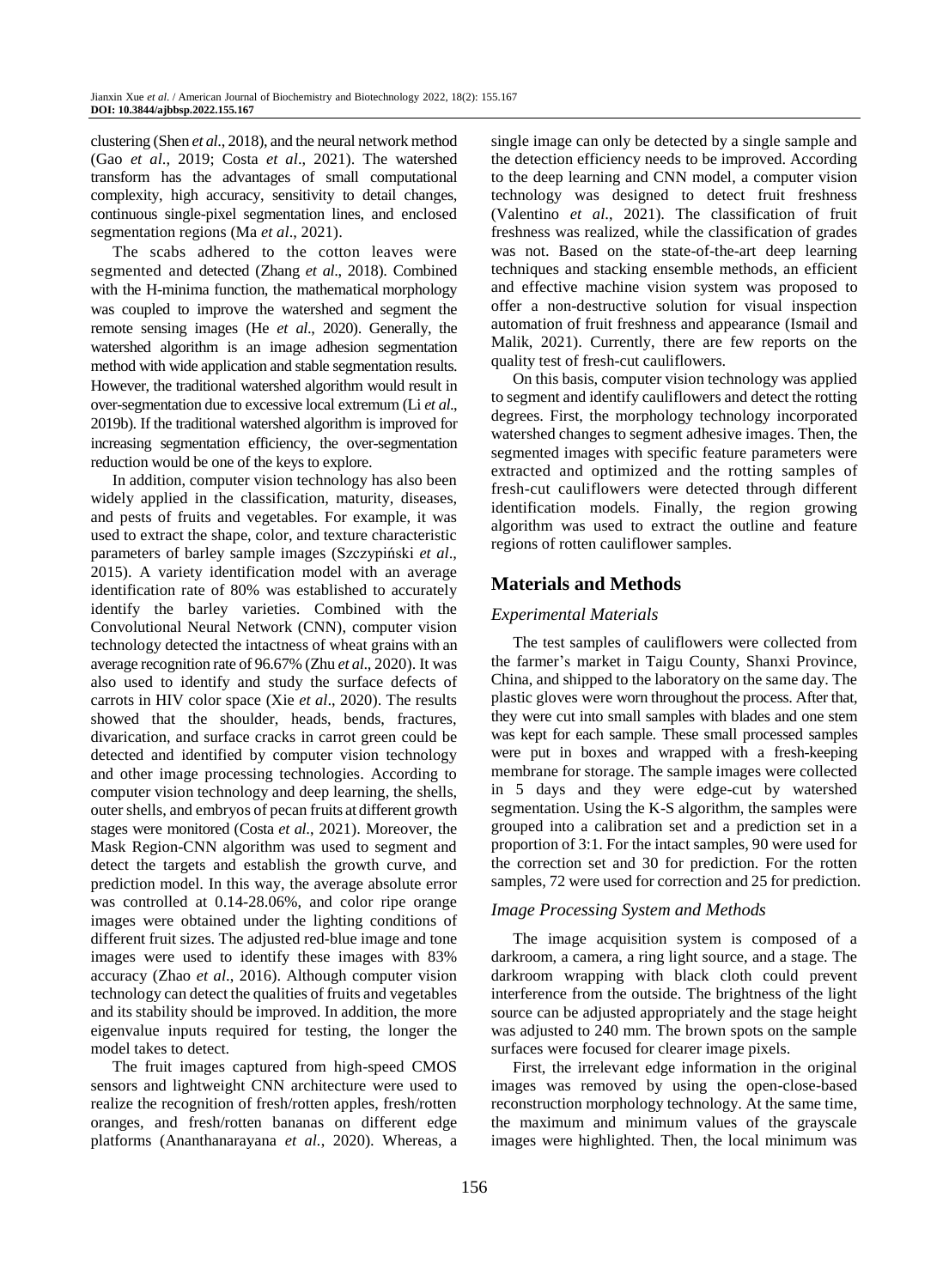clustering (Shen *et al*., 2018), and the neural network method (Gao *et al*., 2019; Costa *et al*., 2021). The watershed transform has the advantages of small computational complexity, high accuracy, sensitivity to detail changes, continuous single-pixel segmentation lines, and enclosed segmentation regions (Ma *et al*., 2021).

The scabs adhered to the cotton leaves were segmented and detected (Zhang *et al*., 2018). Combined with the H-minima function, the mathematical morphology was coupled to improve the watershed and segment the remote sensing images (He *et al*., 2020). Generally, the watershed algorithm is an image adhesion segmentation method with wide application and stable segmentation results. However, the traditional watershed algorithm would result in over-segmentation due to excessive local extremum (Li *et al*., 2019b). If the traditional watershed algorithm is improved for increasing segmentation efficiency, the over-segmentation reduction would be one of the keys to explore.

In addition, computer vision technology has also been widely applied in the classification, maturity, diseases, and pests of fruits and vegetables. For example, it was used to extract the shape, color, and texture characteristic parameters of barley sample images (Szczypiński *et al*., 2015). A variety identification model with an average identification rate of 80% was established to accurately identify the barley varieties. Combined with the Convolutional Neural Network (CNN), computer vision technology detected the intactness of wheat grains with an average recognition rate of 96.67% (Zhu *et al*., 2020). It was also used to identify and study the surface defects of carrots in HIV color space (Xie *et al*., 2020). The results showed that the shoulder, heads, bends, fractures, divarication, and surface cracks in carrot green could be detected and identified by computer vision technology and other image processing technologies. According to computer vision technology and deep learning, the shells, outer shells, and embryos of pecan fruits at different growth stages were monitored (Costa *et al*., 2021). Moreover, the Mask Region-CNN algorithm was used to segment and detect the targets and establish the growth curve, and prediction model. In this way, the average absolute error was controlled at 0.14-28.06%, and color ripe orange images were obtained under the lighting conditions of different fruit sizes. The adjusted red-blue image and tone images were used to identify these images with 83% accuracy (Zhao *et al*., 2016). Although computer vision technology can detect the qualities of fruits and vegetables and its stability should be improved. In addition, the more eigenvalue inputs required for testing, the longer the model takes to detect.

The fruit images captured from high-speed CMOS sensors and lightweight CNN architecture were used to realize the recognition of fresh/rotten apples, fresh/rotten oranges, and fresh/rotten bananas on different edge platforms (Ananthanarayana *et al.*, 2020). Whereas, a single image can only be detected by a single sample and the detection efficiency needs to be improved. According to the deep learning and CNN model, a computer vision technology was designed to detect fruit freshness (Valentino *et al*., 2021). The classification of fruit freshness was realized, while the classification of grades was not. Based on the state-of-the-art deep learning techniques and stacking ensemble methods, an efficient and effective machine vision system was proposed to offer a non-destructive solution for visual inspection automation of fruit freshness and appearance (Ismail and Malik, 2021). Currently, there are few reports on the quality test of fresh-cut cauliflowers.

On this basis, computer vision technology was applied to segment and identify cauliflowers and detect the rotting degrees. First, the morphology technology incorporated watershed changes to segment adhesive images. Then, the segmented images with specific feature parameters were extracted and optimized and the rotting samples of fresh-cut cauliflowers were detected through different identification models. Finally, the region growing algorithm was used to extract the outline and feature regions of rotten cauliflower samples.

## Materials and Methods

### *Experimental Materials*

The test samples of cauliflowers were collected from the farmer's market in Taigu County, Shanxi Province, China, and shipped to the laboratory on the same day. The plastic gloves were worn throughout the process. After that, they were cut into small samples with blades and one stem was kept for each sample. These small processed samples were put in boxes and wrapped with a fresh-keeping membrane for storage. The sample images were collected in 5 days and they were edge-cut by watershed segmentation. Using the K-S algorithm, the samples were grouped into a calibration set and a prediction set in a proportion of 3:1. For the intact samples, 90 were used for the correction set and 30 for prediction. For the rotten samples, 72 were used for correction and 25 for prediction.

### *Image Processing System and Methods*

The image acquisition system is composed of a darkroom, a camera, a ring light source, and a stage. The darkroom wrapping with black cloth could prevent interference from the outside. The brightness of the light source can be adjusted appropriately and the stage height was adjusted to 240 mm. The brown spots on the sample surfaces were focused for clearer image pixels.

First, the irrelevant edge information in the original images was removed by using the open-close-based reconstruction morphology technology. At the same time, the maximum and minimum values of the grayscale images were highlighted. Then, the local minimum was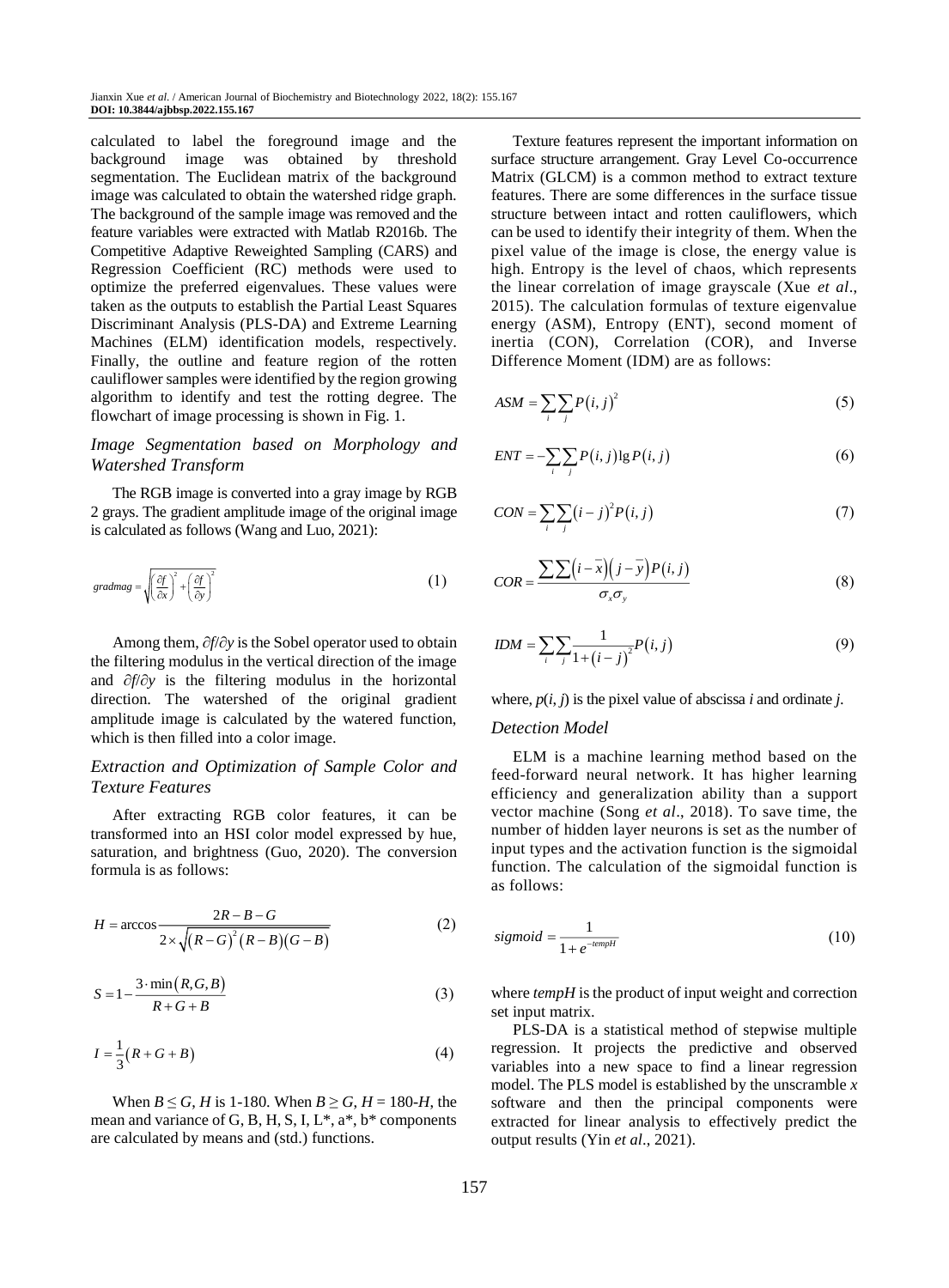calculated to label the foreground image and the background image was obtained by threshold segmentation. The Euclidean matrix of the background image was calculated to obtain the watershed ridge graph. The background of the sample image was removed and the feature variables were extracted with Matlab R2016b. The Competitive Adaptive Reweighted Sampling (CARS) and Regression Coefficient (RC) methods were used to optimize the preferred eigenvalues. These values were taken as the outputs to establish the Partial Least Squares Discriminant Analysis (PLS-DA) and Extreme Learning Machines (ELM) identification models, respectively. Finally, the outline and feature region of the rotten cauliflower samples were identified by the region growing algorithm to identify and test the rotting degree. The flowchart of image processing is shown in Fig. 1.

### *Image Segmentation based on Morphology and Watershed Transform*

The RGB image is converted into a gray image by RGB 2 grays. The gradient amplitude image of the original image is calculated as follows (Wang and Luo, 2021):

$$gradmag = \sqrt{\left(\frac{\partial f}{\partial x}\right)^2 + \left(\frac{\partial f}{\partial y}\right)^2} \tag{1}$$

Among them, $\partial f/\partial y$ is the Sobel operator used to obtain the filtering modulus in the vertical direction of the image and $\partial f/\partial y$ is the filtering modulus in the horizontal direction. The watershed of the original gradient amplitude image is calculated by the watered function, which is then filled into a color image.

### *Extraction and Optimization of Sample Color and Texture Features*

After extracting RGB color features, it can be transformed into an HSI color model expressed by hue, saturation, and brightness (Guo, 2020). The conversion formula is as follows:

$$H = \arccos \frac{2R - B - G}{2 \times \sqrt{(R-G)^2 (R-B)(G-B)}} \tag{2}$$

$$S = 1 - \frac{3 \cdot \min(R, G, B)}{R + G + B} \tag{3}$$

$$I = \frac{1}{3}(R + G + B) \tag{4}$$

When $B \leq G$, $H$ is 1-180. When $B \geq G$, $H$ = 180-$H$, the mean and variance of G, B, H, S, I, L*, a*, b* components are calculated by means and (std.) functions.

Texture features represent the important information on surface structure arrangement. Gray Level Co-occurrence Matrix (GLCM) is a common method to extract texture features. There are some differences in the surface tissue structure between intact and rotten cauliflowers, which can be used to identify their integrity of them. When the pixel value of the image is close, the energy value is high. Entropy is the level of chaos, which represents the linear correlation of image grayscale (Xue *et al*., 2015). The calculation formulas of texture eigenvalue energy (ASM), Entropy (ENT), second moment of inertia (CON), Correlation (COR), and Inverse Difference Moment (IDM) are as follows:

$$ASM = \sum_i \sum_j P(i,j)^2 \tag{5}$$

$$ENT = -\sum_i \sum_j P(i,j) \lg P(i,j) \tag{6}$$

$$CON = \sum_i \sum_j (i-j)^2 P(i,j) \tag{7}$$

$$COR = \frac{\sum \sum (i - \bar{x})(j - \bar{y}) P(i,j)}{\sigma_x \sigma_y} \tag{8}$$

$$IDM = \sum_i \sum_j \frac{1}{1 + (i-j)^2} P(i,j) \tag{9}$$

where, $p(i, j)$ is the pixel value of abscissa $i$ and ordinate $j$.

### *Detection Model*

ELM is a machine learning method based on the feed-forward neural network. It has higher learning efficiency and generalization ability than a support vector machine (Song *et al*., 2018). To save time, the number of hidden layer neurons is set as the number of input types and the activation function is the sigmoidal function. The calculation of the sigmoidal function is as follows:

$$sigmoid = \frac{1}{1 + e^{-tempH}} \tag{10}$$

where *tempH* is the product of input weight and correction set input matrix.

PLS-DA is a statistical method of stepwise multiple regression. It projects the predictive and observed variables into a new space to find a linear regression model. The PLS model is established by the unscramble *x* software and then the principal components were extracted for linear analysis to effectively predict the output results (Yin *et al*., 2021).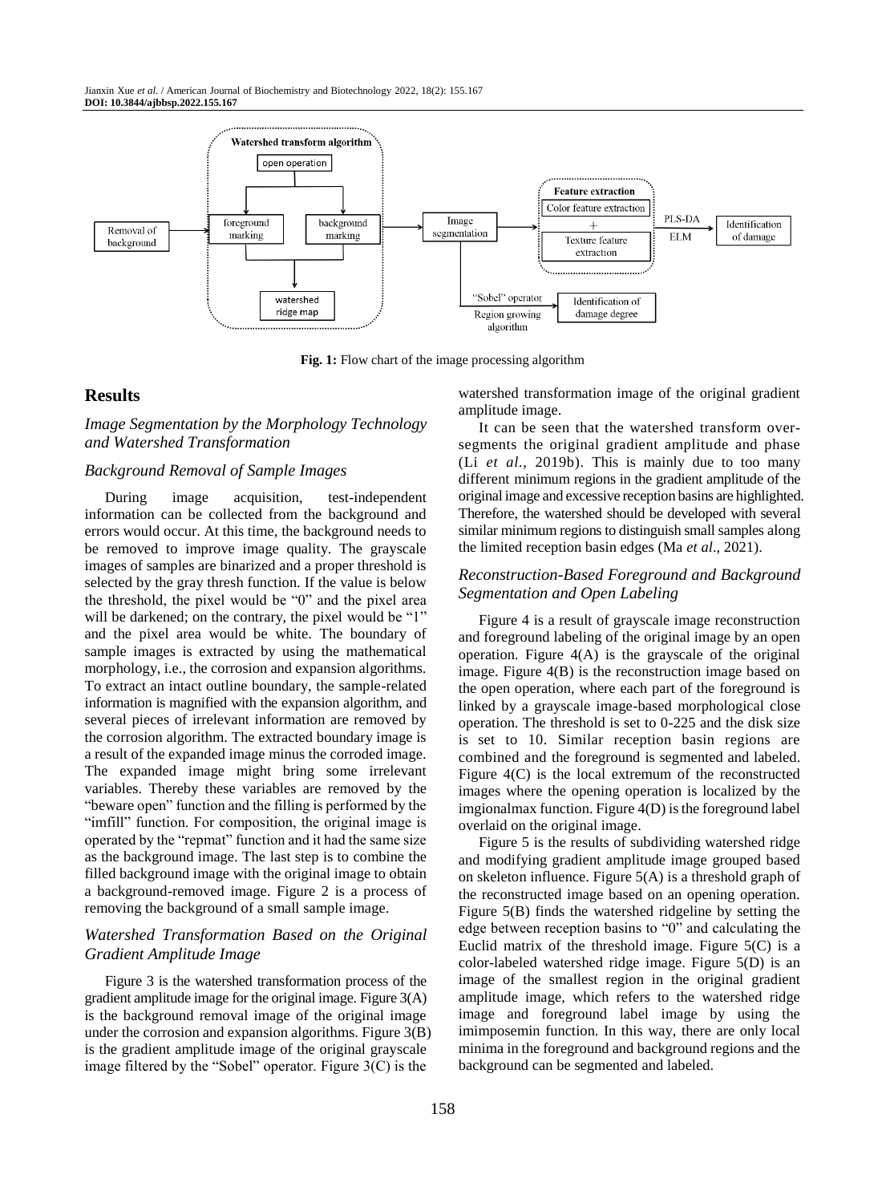Fig. 1: Flow chart of the image processing algorithm

## Results

### Image Segmentation by the Morphology Technology and Watershed Transformation

### Background Removal of Sample Images

During image acquisition, test-independent information can be collected from the background and errors would occur. At this time, the background needs to be removed to improve image quality. The grayscale images of samples are binarized and a proper threshold is selected by the gray thresh function. If the value is below the threshold, the pixel would be "0" and the pixel area will be darkened; on the contrary, the pixel would be "1" and the pixel area would be white. The boundary of sample images is extracted by using the mathematical morphology, i.e., the corrosion and expansion algorithms. To extract an intact outline boundary, the sample-related information is magnified with the expansion algorithm, and several pieces of irrelevant information are removed by the corrosion algorithm. The extracted boundary image is a result of the expanded image minus the corroded image. The expanded image might bring some irrelevant variables. Thereby these variables are removed by the "beware open" function and the filling is performed by the "imfill" function. For composition, the original image is operated by the "repmat" function and it had the same size as the background image. The last step is to combine the filled background image with the original image to obtain a background-removed image. Figure 2 is a process of removing the background of a small sample image.

### Watershed Transformation Based on the Original Gradient Amplitude Image

Figure 3 is the watershed transformation process of the gradient amplitude image for the original image. Figure 3(A) is the background removal image of the original image under the corrosion and expansion algorithms. Figure 3(B) is the gradient amplitude image of the original grayscale image filtered by the "Sobel" operator. Figure 3(C) is the watershed transformation image of the original gradient amplitude image.

It can be seen that the watershed transform over-segments the original gradient amplitude and phase (Li *et al.*, 2019b). This is mainly due to too many different minimum regions in the gradient amplitude of the original image and excessive reception basins are highlighted. Therefore, the watershed should be developed with several similar minimum regions to distinguish small samples along the limited reception basin edges (Ma *et al*., 2021).

### Reconstruction-Based Foreground and Background Segmentation and Open Labeling

Figure 4 is a result of grayscale image reconstruction and foreground labeling of the original image by an open operation. Figure 4(A) is the grayscale of the original image. Figure 4(B) is the reconstruction image based on the open operation, where each part of the foreground is linked by a grayscale image-based morphological close operation. The threshold is set to 0-225 and the disk size is set to 10. Similar reception basin regions are combined and the foreground is segmented and labeled. Figure 4(C) is the local extremum of the reconstructed images where the opening operation is localized by the imgionalmax function. Figure 4(D) is the foreground label overlaid on the original image.

Figure 5 is the results of subdividing watershed ridge and modifying gradient amplitude image grouped based on skeleton influence. Figure 5(A) is a threshold graph of the reconstructed image based on an opening operation. Figure 5(B) finds the watershed ridgeline by setting the edge between reception basins to "0" and calculating the Euclid matrix of the threshold image. Figure 5(C) is a color-labeled watershed ridge image. Figure 5(D) is an image of the smallest region in the original gradient amplitude image, which refers to the watershed ridge image and foreground label image by using the imimposemin function. In this way, there are only local minima in the foreground and background regions and the background can be segmented and labeled.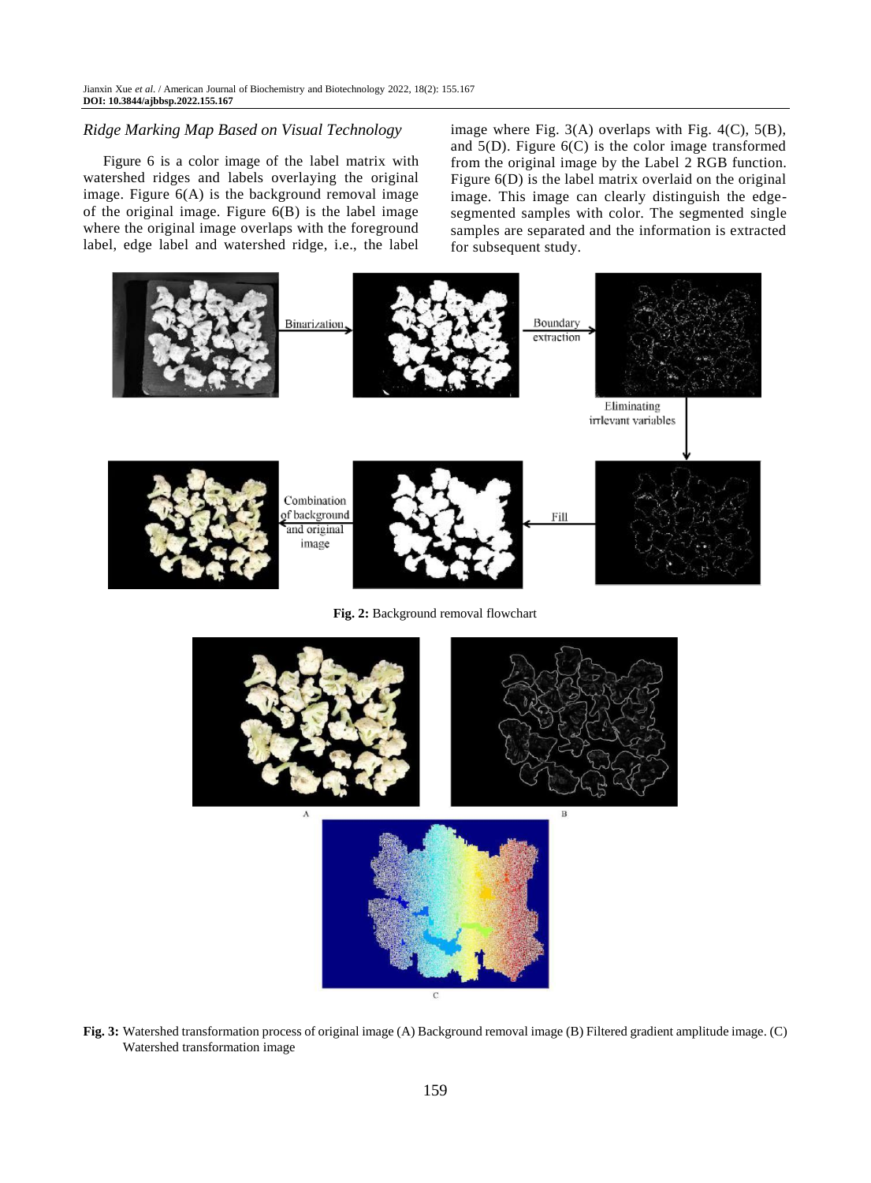### *Ridge Marking Map Based on Visual Technology*

Figure 6 is a color image of the label matrix with watershed ridges and labels overlaying the original image. Figure 6(A) is the background removal image of the original image. Figure 6(B) is the label image where the original image overlaps with the foreground label, edge label and watershed ridge, i.e., the label image where Fig. 3(A) overlaps with Fig. 4(C), 5(B), and 5(D). Figure 6(C) is the color image transformed from the original image by the Label 2 RGB function. Figure 6(D) is the label matrix overlaid on the original image. This image can clearly distinguish the edge-segmented samples with color. The segmented single samples are separated and the information is extracted for subsequent study.

**Fig. 2:** Background removal flowchart

**Fig. 3:** Watershed transformation process of original image (A) Background removal image (B) Filtered gradient amplitude image. (C) Watershed transformation image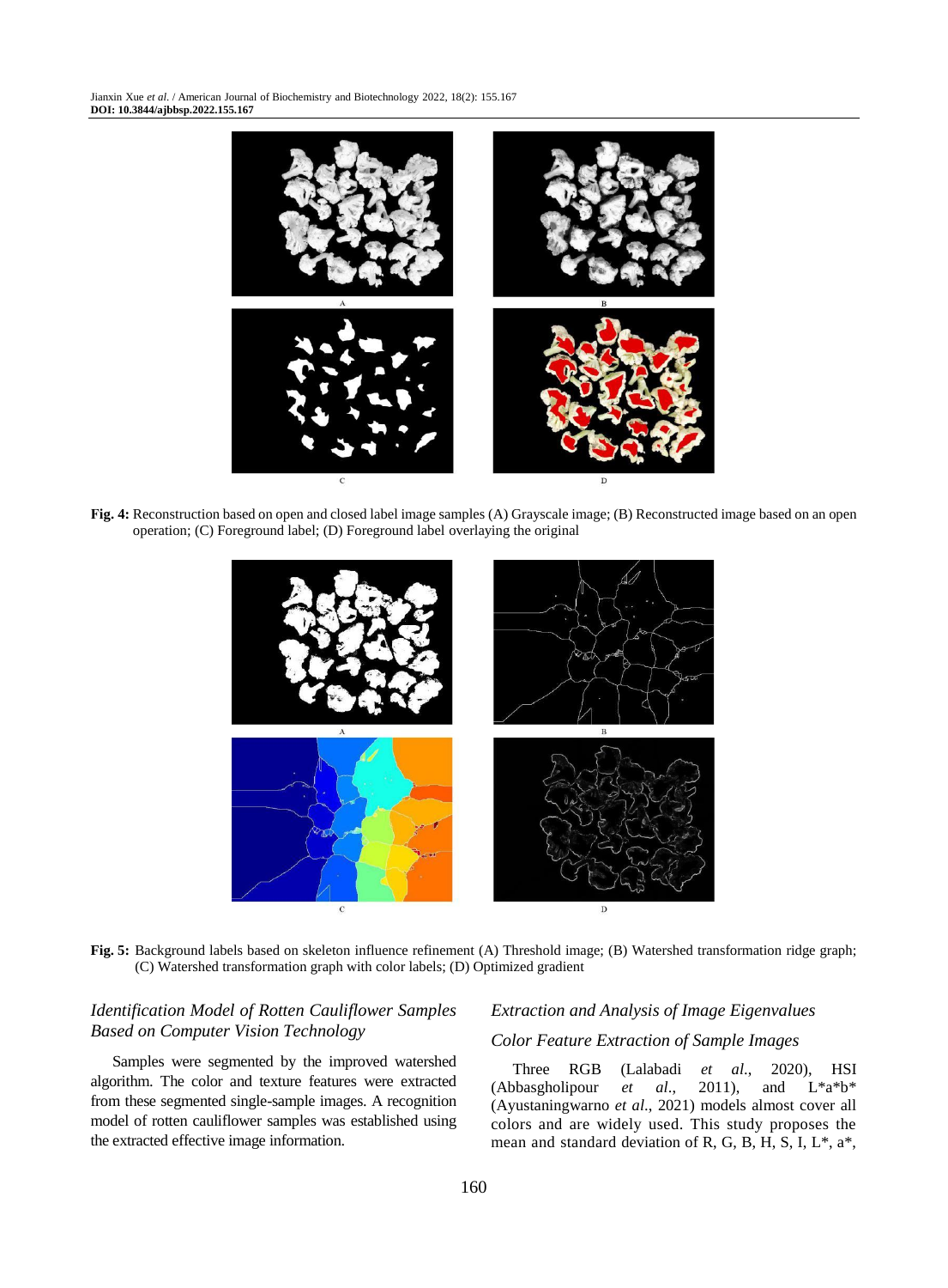Fig. 4: Reconstruction based on open and closed label image samples (A) Grayscale image; (B) Reconstructed image based on an open operation; (C) Foreground label; (D) Foreground label overlaying the original

Fig. 5: Background labels based on skeleton influence refinement (A) Threshold image; (B) Watershed transformation ridge graph; (C) Watershed transformation graph with color labels; (D) Optimized gradient

### *Identification Model of Rotten Cauliflower Samples Based on Computer Vision Technology*

Samples were segmented by the improved watershed algorithm. The color and texture features were extracted from these segmented single-sample images. A recognition model of rotten cauliflower samples was established using the extracted effective image information.

### *Extraction and Analysis of Image Eigenvalues*

#### *Color Feature Extraction of Sample Images*

Three RGB (Lalabadi *et al.*, 2020), HSI (Abbasgholipour *et al.*, 2011), and L\*a\*b\* (Ayustaningwarno *et al.*, 2021) models almost cover all colors and are widely used. This study proposes the mean and standard deviation of R, G, B, H, S, I, L\*, a\*,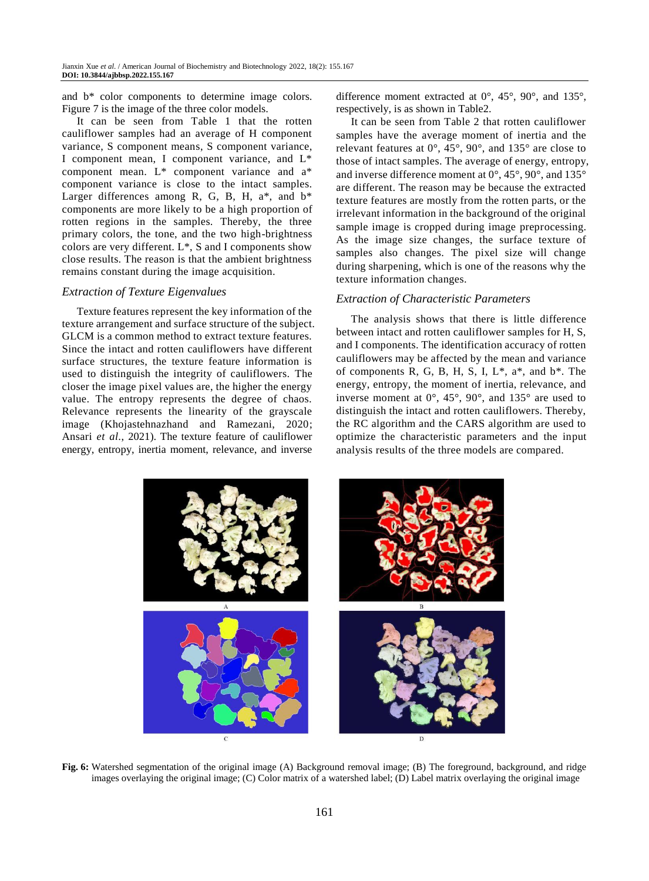and b* color components to determine image colors. Figure 7 is the image of the three color models.

It can be seen from Table 1 that the rotten cauliflower samples had an average of H component variance, S component means, S component variance, I component mean, I component variance, and L* component mean. L* component variance and a* component variance is close to the intact samples. Larger differences among R, G, B, H, a*, and b* components are more likely to be a high proportion of rotten regions in the samples. Thereby, the three primary colors, the tone, and the two high-brightness colors are very different. L*, S and I components show close results. The reason is that the ambient brightness remains constant during the image acquisition.

### *Extraction of Texture Eigenvalues*

Texture features represent the key information of the texture arrangement and surface structure of the subject. GLCM is a common method to extract texture features. Since the intact and rotten cauliflowers have different surface structures, the texture feature information is used to distinguish the integrity of cauliflowers. The closer the image pixel values are, the higher the energy value. The entropy represents the degree of chaos. Relevance represents the linearity of the grayscale image (Khojastehnazhand and Ramezani, 2020; Ansari *et al*., 2021). The texture feature of cauliflower energy, entropy, inertia moment, relevance, and inverse difference moment extracted at 0°, 45°, 90°, and 135°, respectively, is as shown in Table2.

It can be seen from Table 2 that rotten cauliflower samples have the average moment of inertia and the relevant features at 0°, 45°, 90°, and 135° are close to those of intact samples. The average of energy, entropy, and inverse difference moment at 0°, 45°, 90°, and 135° are different. The reason may be because the extracted texture features are mostly from the rotten parts, or the irrelevant information in the background of the original sample image is cropped during image preprocessing. As the image size changes, the surface texture of samples also changes. The pixel size will change during sharpening, which is one of the reasons why the texture information changes.

### *Extraction of Characteristic Parameters*

The analysis shows that there is little difference between intact and rotten cauliflower samples for H, S, and I components. The identification accuracy of rotten cauliflowers may be affected by the mean and variance of components R, G, B, H, S, I, L*, a*, and b*. The energy, entropy, the moment of inertia, relevance, and inverse moment at 0°, 45°, 90°, and 135° are used to distinguish the intact and rotten cauliflowers. Thereby, the RC algorithm and the CARS algorithm are used to optimize the characteristic parameters and the input analysis results of the three models are compared.

**Fig. 6:** Watershed segmentation of the original image (A) Background removal image; (B) The foreground, background, and ridge images overlaying the original image; (C) Color matrix of a watershed label; (D) Label matrix overlaying the original image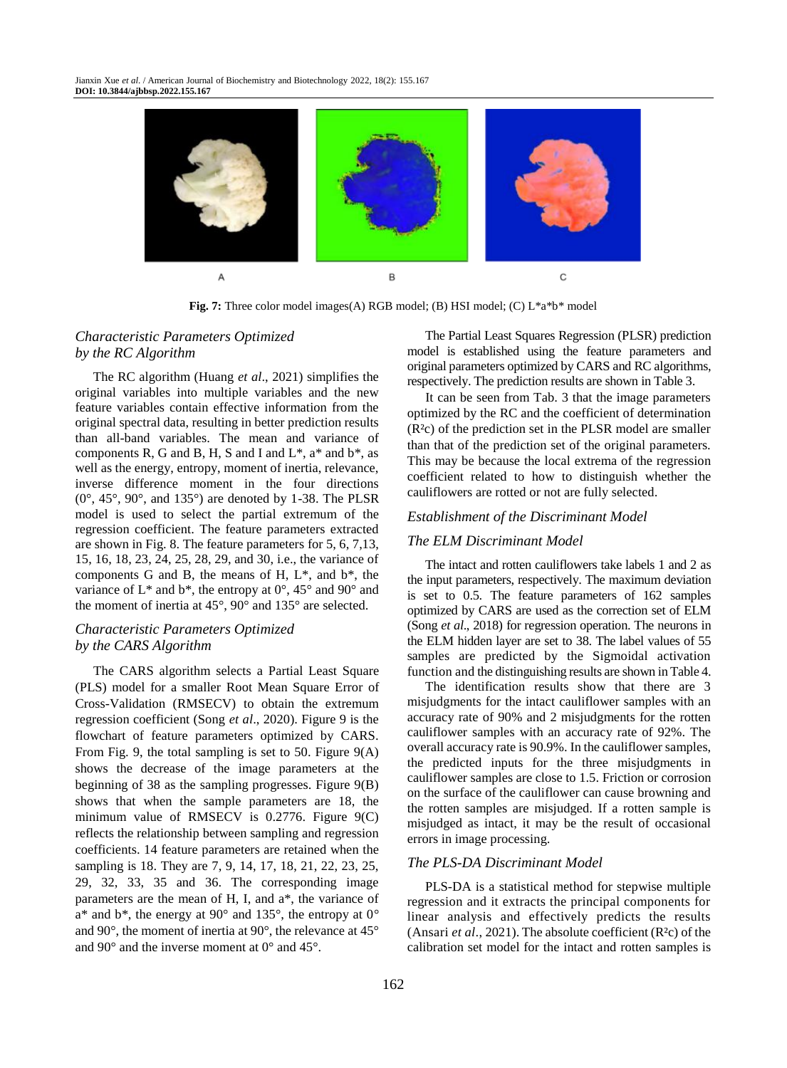Fig. 7: Three color model images(A) RGB model; (B) HSI model; (C) L*a*b* model

### *Characteristic Parameters Optimized by the RC Algorithm*

The RC algorithm (Huang *et al*., 2021) simplifies the original variables into multiple variables and the new feature variables contain effective information from the original spectral data, resulting in better prediction results than all-band variables. The mean and variance of components R, G and B, H, S and I and L*, a* and b*, as well as the energy, entropy, moment of inertia, relevance, inverse difference moment in the four directions (0°, 45°, 90°, and 135°) are denoted by 1-38. The PLSR model is used to select the partial extremum of the regression coefficient. The feature parameters extracted are shown in Fig. 8. The feature parameters for 5, 6, 7,13, 15, 16, 18, 23, 24, 25, 28, 29, and 30, i.e., the variance of components G and B, the means of H, L*, and b*, the variance of L* and b*, the entropy at 0°, 45° and 90° and the moment of inertia at 45°, 90° and 135° are selected.

### *Characteristic Parameters Optimized by the CARS Algorithm*

The CARS algorithm selects a Partial Least Square (PLS) model for a smaller Root Mean Square Error of Cross-Validation (RMSECV) to obtain the extremum regression coefficient (Song *et al*., 2020). Figure 9 is the flowchart of feature parameters optimized by CARS. From Fig. 9, the total sampling is set to 50. Figure 9(A) shows the decrease of the image parameters at the beginning of 38 as the sampling progresses. Figure 9(B) shows that when the sample parameters are 18, the minimum value of RMSECV is 0.2776. Figure 9(C) reflects the relationship between sampling and regression coefficients. 14 feature parameters are retained when the sampling is 18. They are 7, 9, 14, 17, 18, 21, 22, 23, 25, 29, 32, 33, 35 and 36. The corresponding image parameters are the mean of H, I, and a*, the variance of a* and b*, the energy at 90° and 135°, the entropy at 0° and 90°, the moment of inertia at 90°, the relevance at 45° and 90° and the inverse moment at 0° and 45°.

The Partial Least Squares Regression (PLSR) prediction model is established using the feature parameters and original parameters optimized by CARS and RC algorithms, respectively. The prediction results are shown in Table 3.

It can be seen from Tab. 3 that the image parameters optimized by the RC and the coefficient of determination ($R^2c$) of the prediction set in the PLSR model are smaller than that of the prediction set of the original parameters. This may be because the local extrema of the regression coefficient related to how to distinguish whether the cauliflowers are rotted or not are fully selected.

### *Establishment of the Discriminant Model*

### *The ELM Discriminant Model*

The intact and rotten cauliflowers take labels 1 and 2 as the input parameters, respectively. The maximum deviation is set to 0.5. The feature parameters of 162 samples optimized by CARS are used as the correction set of ELM (Song *et al*., 2018) for regression operation. The neurons in the ELM hidden layer are set to 38. The label values of 55 samples are predicted by the Sigmoidal activation function and the distinguishing results are shown in Table 4.

The identification results show that there are 3 misjudgments for the intact cauliflower samples with an accuracy rate of 90% and 2 misjudgments for the rotten cauliflower samples with an accuracy rate of 92%. The overall accuracy rate is 90.9%. In the cauliflower samples, the predicted inputs for the three misjudgments in cauliflower samples are close to 1.5. Friction or corrosion on the surface of the cauliflower can cause browning and the rotten samples are misjudged. If a rotten sample is misjudged as intact, it may be the result of occasional errors in image processing.

### *The PLS-DA Discriminant Model*

PLS-DA is a statistical method for stepwise multiple regression and it extracts the principal components for linear analysis and effectively predicts the results (Ansari *et al*., 2021). The absolute coefficient ($R^2c$) of the calibration set model for the intact and rotten samples is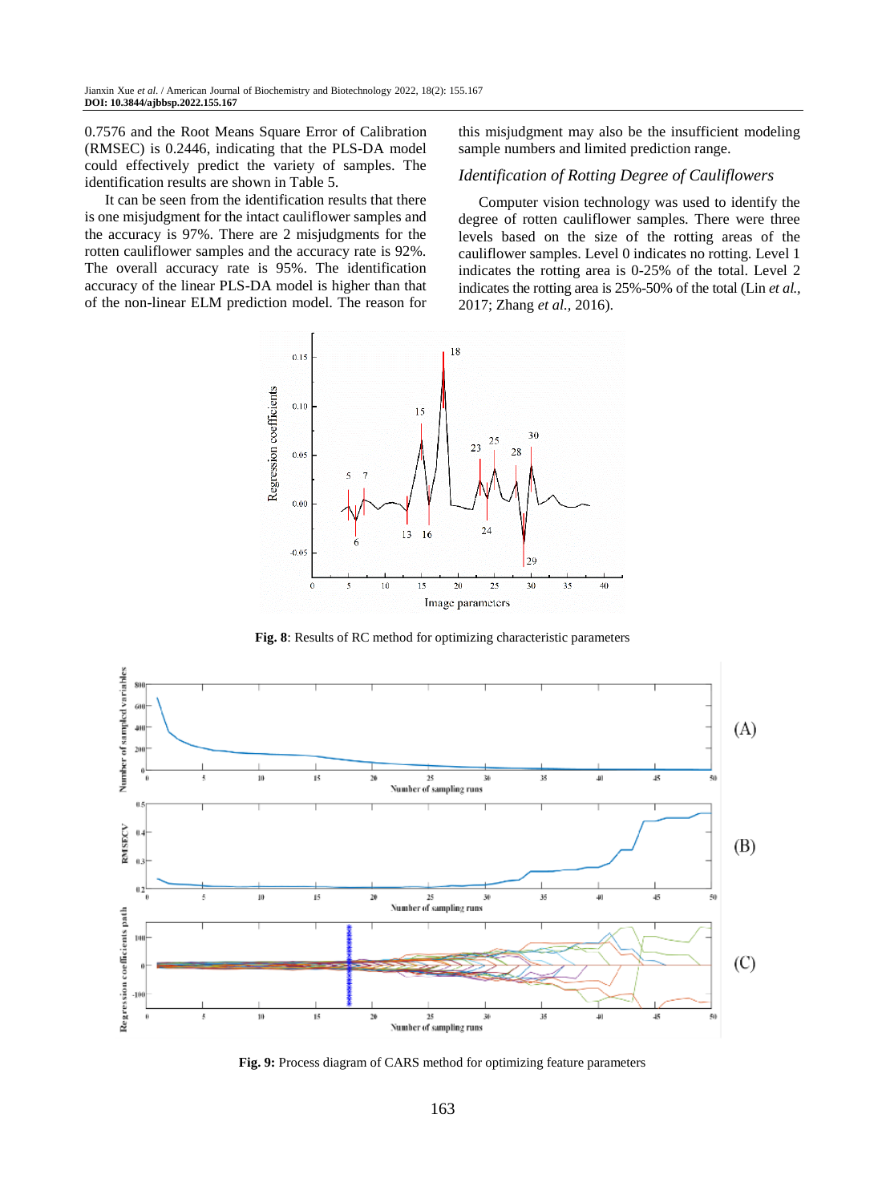0.7576 and the Root Means Square Error of Calibration (RMSEC) is 0.2446, indicating that the PLS-DA model could effectively predict the variety of samples. The identification results are shown in Table 5.

It can be seen from the identification results that there is one misjudgment for the intact cauliflower samples and the accuracy is 97%. There are 2 misjudgments for the rotten cauliflower samples and the accuracy rate is 92%. The overall accuracy rate is 95%. The identification accuracy of the linear PLS-DA model is higher than that of the non-linear ELM prediction model. The reason for this misjudgment may also be the insufficient modeling sample numbers and limited prediction range.

### Identification of Rotting Degree of Cauliflowers

Computer vision technology was used to identify the degree of rotten cauliflower samples. There were three levels based on the size of the rotting areas of the cauliflower samples. Level 0 indicates no rotting. Level 1 indicates the rotting area is 0-25% of the total. Level 2 indicates the rotting area is 25%-50% of the total (Lin *et al.*, 2017; Zhang *et al.*, 2016).

**Fig. 8**: Results of RC method for optimizing characteristic parameters

**Fig. 9:** Process diagram of CARS method for optimizing feature parameters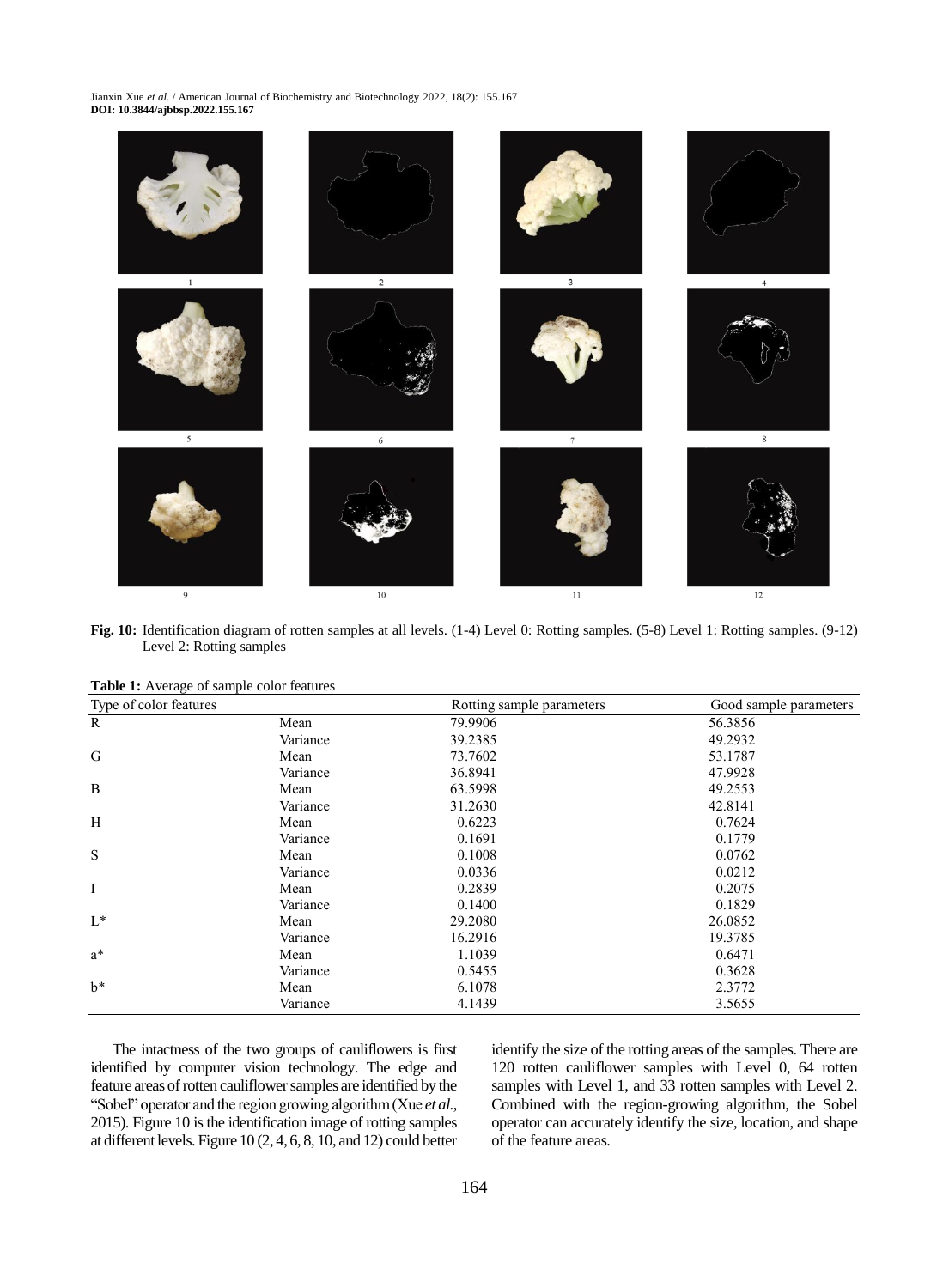Fig. 10: Identification diagram of rotten samples at all levels. (1-4) Level 0: Rotting samples. (5-8) Level 1: Rotting samples. (9-12) Level 2: Rotting samples

**Table 1:** Average of sample color features

| Type of color features | | Rotting sample parameters | Good sample parameters |
|---|---|---|---|
| R | Mean | 79.9906 | 56.3856 |
| | Variance | 39.2385 | 49.2932 |
| G | Mean | 73.7602 | 53.1787 |
| | Variance | 36.8941 | 47.9928 |
| B | Mean | 63.5998 | 49.2553 |
| | Variance | 31.2630 | 42.8141 |
| H | Mean | 0.6223 | 0.7624 |
| | Variance | 0.1691 | 0.1779 |
| S | Mean | 0.1008 | 0.0762 |
| | Variance | 0.0336 | 0.0212 |
| I | Mean | 0.2839 | 0.2075 |
| | Variance | 0.1400 | 0.1829 |
| L* | Mean | 29.2080 | 26.0852 |
| | Variance | 16.2916 | 19.3785 |
| a* | Mean | 1.1039 | 0.6471 |
| | Variance | 0.5455 | 0.3628 |
| b* | Mean | 6.1078 | 2.3772 |
| | Variance | 4.1439 | 3.5655 |

The intactness of the two groups of cauliflowers is first identified by computer vision technology. The edge and feature areas of rotten cauliflower samples are identified by the "Sobel" operator and the region growing algorithm (Xue *et al.*, 2015). Figure 10 is the identification image of rotting samples at different levels. Figure 10 (2, 4, 6, 8, 10, and 12) could better identify the size of the rotting areas of the samples. There are 120 rotten cauliflower samples with Level 0, 64 rotten samples with Level 1, and 33 rotten samples with Level 2. Combined with the region-growing algorithm, the Sobel operator can accurately identify the size, location, and shape of the feature areas.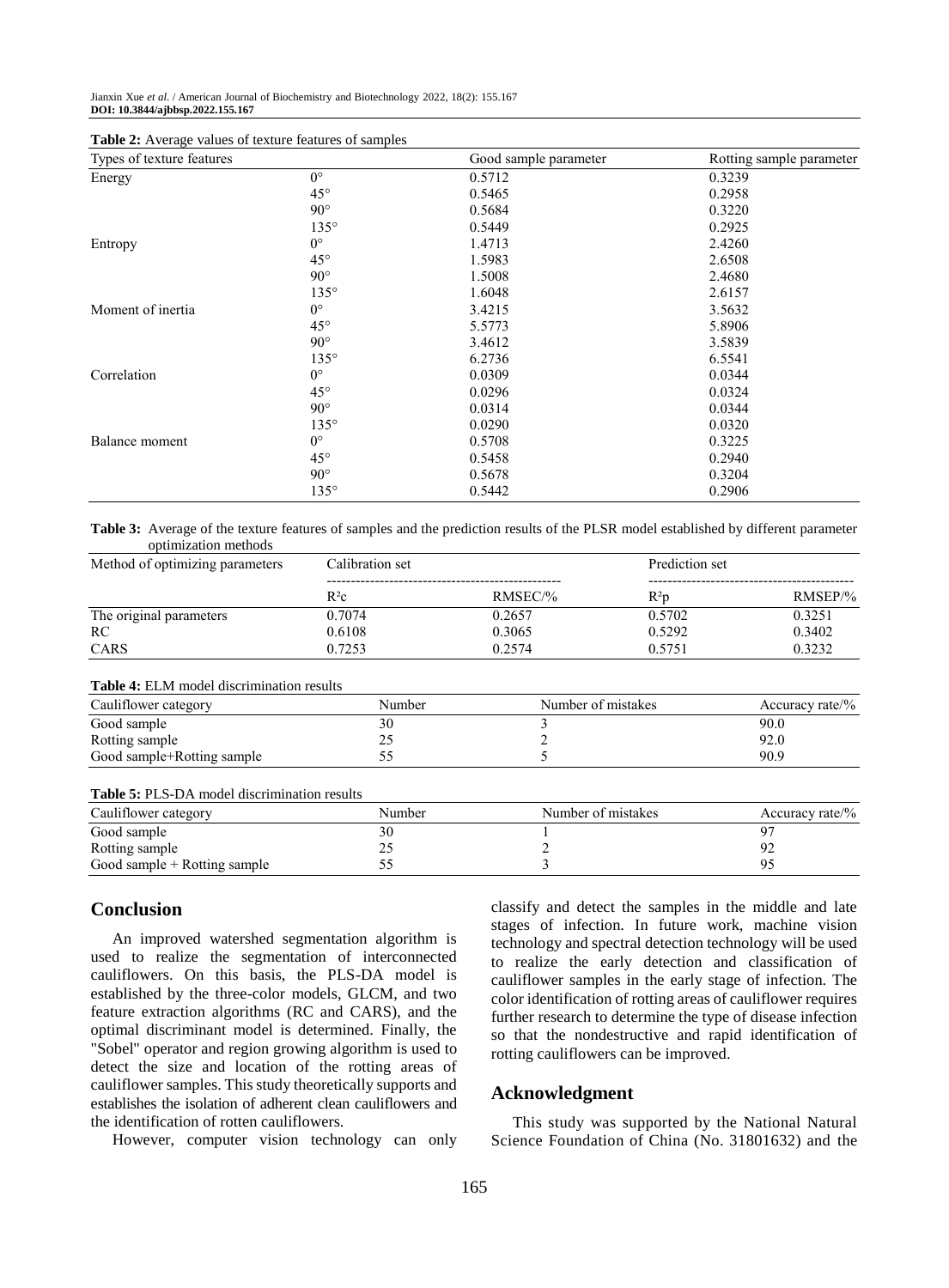**Table 2:** Average values of texture features of samples

| Types of texture features | | Good sample parameter | Rotting sample parameter |
|---|---|---|---|
| Energy | 0° | 0.5712 | 0.3239 |
| | 45° | 0.5465 | 0.2958 |
| | 90° | 0.5684 | 0.3220 |
| | 135° | 0.5449 | 0.2925 |
| Entropy | 0° | 1.4713 | 2.4260 |
| | 45° | 1.5983 | 2.6508 |
| | 90° | 1.5008 | 2.4680 |
| | 135° | 1.6048 | 2.6157 |
| Moment of inertia | 0° | 3.4215 | 3.5632 |
| | 45° | 5.5773 | 5.8906 |
| | 90° | 3.4612 | 3.5839 |
| | 135° | 6.2736 | 6.5541 |
| Correlation | 0° | 0.0309 | 0.0344 |
| | 45° | 0.0296 | 0.0324 |
| | 90° | 0.0314 | 0.0344 |
| | 135° | 0.0290 | 0.0320 |
| Balance moment | 0° | 0.5708 | 0.3225 |
| | 45° | 0.5458 | 0.2940 |
| | 90° | 0.5678 | 0.3204 |
| | 135° | 0.5442 | 0.2906 |

**Table 3:** Average of the texture features of samples and the prediction results of the PLSR model established by different parameter optimization methods

| Method of optimizing parameters | Calibration set | | Prediction set | |
|---|---|---|---|---|
| | $R^2c$ | RMSEC/% | $R^2p$ | RMSEP/% |
| The original parameters | 0.7074 | 0.2657 | 0.5702 | 0.3251 |
| RC | 0.6108 | 0.3065 | 0.5292 | 0.3402 |
| CARS | 0.7253 | 0.2574 | 0.5751 | 0.3232 |

**Table 4:** ELM model discrimination results

| Cauliflower category | Number | Number of mistakes | Accuracy rate/% |
|---|---|---|---|
| Good sample | 30 | 3 | 90.0 |
| Rotting sample | 25 | 2 | 92.0 |
| Good sample+Rotting sample | 55 | 5 | 90.9 |

**Table 5:** PLS-DA model discrimination results

| Cauliflower category | Number | Number of mistakes | Accuracy rate/% |
|---|---|---|---|
| Good sample | 30 | 1 | 97 |
| Rotting sample | 25 | 2 | 92 |
| Good sample + Rotting sample | 55 | 3 | 95 |

## Conclusion

An improved watershed segmentation algorithm is used to realize the segmentation of interconnected cauliflowers. On this basis, the PLS-DA model is established by the three-color models, GLCM, and two feature extraction algorithms (RC and CARS), and the optimal discriminant model is determined. Finally, the "Sobel" operator and region growing algorithm is used to detect the size and location of the rotting areas of cauliflower samples. This study theoretically supports and establishes the isolation of adherent clean cauliflowers and the identification of rotten cauliflowers.

However, computer vision technology can only classify and detect the samples in the middle and late stages of infection. In future work, machine vision technology and spectral detection technology will be used to realize the early detection and classification of cauliflower samples in the early stage of infection. The color identification of rotting areas of cauliflower requires further research to determine the type of disease infection so that the nondestructive and rapid identification of rotting cauliflowers can be improved.

## Acknowledgment

This study was supported by the National Natural Science Foundation of China (No. 31801632) and the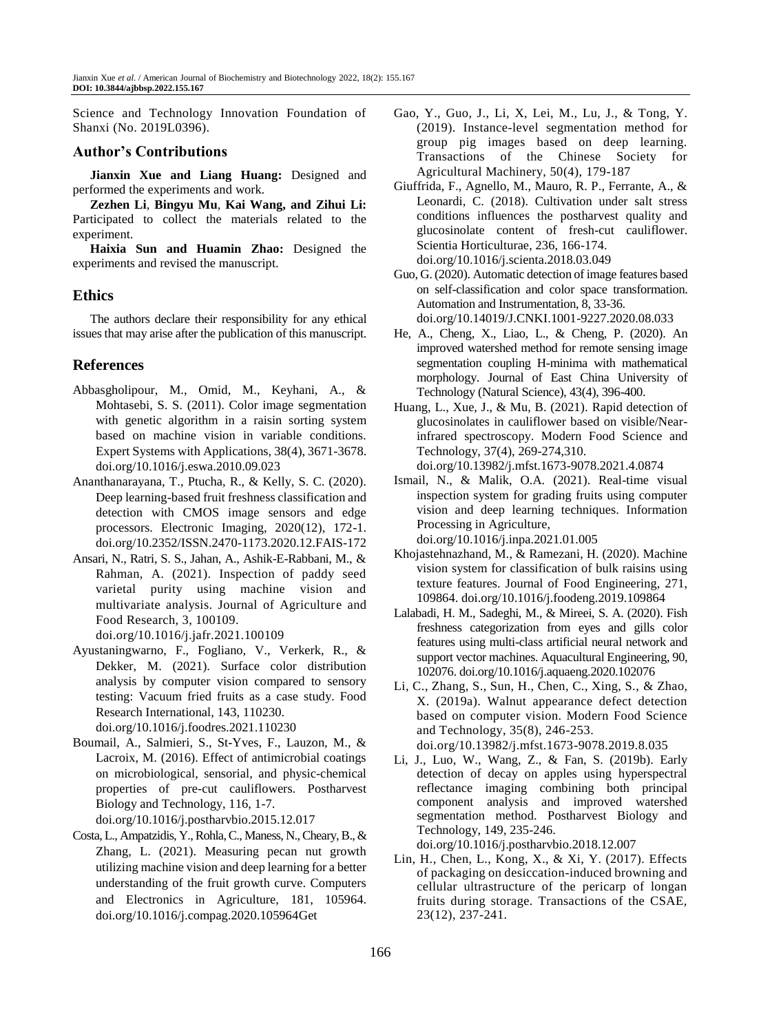Science and Technology Innovation Foundation of Shanxi (No. 2019L0396).

## Author's Contributions

**Jianxin Xue and Liang Huang:** Designed and performed the experiments and work.

**Zezhen Li**, **Bingyu Mu**, **Kai Wang, and Zihui Li:** Participated to collect the materials related to the experiment.

**Haixia Sun and Huamin Zhao:** Designed the experiments and revised the manuscript.

## Ethics

The authors declare their responsibility for any ethical issues that may arise after the publication of this manuscript.

## References

Abbasgholipour, M., Omid, M., Keyhani, A., & Mohtasebi, S. S. (2011). Color image segmentation with genetic algorithm in a raisin sorting system based on machine vision in variable conditions. Expert Systems with Applications, 38(4), 3671-3678. doi.org/10.1016/j.eswa.2010.09.023

Ananthanarayana, T., Ptucha, R., & Kelly, S. C. (2020). Deep learning-based fruit freshness classification and detection with CMOS image sensors and edge processors. Electronic Imaging, 2020(12), 172-1. doi.org/10.2352/ISSN.2470-1173.2020.12.FAIS-172

Ansari, N., Ratri, S. S., Jahan, A., Ashik-E-Rabbani, M., & Rahman, A. (2021). Inspection of paddy seed varietal purity using machine vision and multivariate analysis. Journal of Agriculture and Food Research, 3, 100109. doi.org/10.1016/j.jafr.2021.100109

Ayustaningwarno, F., Fogliano, V., Verkerk, R., & Dekker, M. (2021). Surface color distribution analysis by computer vision compared to sensory testing: Vacuum fried fruits as a case study. Food Research International, 143, 110230. doi.org/10.1016/j.foodres.2021.110230

Boumail, A., Salmieri, S., St-Yves, F., Lauzon, M., & Lacroix, M. (2016). Effect of antimicrobial coatings on microbiological, sensorial, and physic-chemical properties of pre-cut cauliflowers. Postharvest Biology and Technology, 116, 1-7. doi.org/10.1016/j.postharvbio.2015.12.017

Costa, L., Ampatzidis, Y., Rohla, C., Maness, N., Cheary, B., & Zhang, L. (2021). Measuring pecan nut growth utilizing machine vision and deep learning for a better understanding of the fruit growth curve. Computers and Electronics in Agriculture, 181, 105964. doi.org/10.1016/j.compag.2020.105964Get

Gao, Y., Guo, J., Li, X, Lei, M., Lu, J., & Tong, Y. (2019). Instance-level segmentation method for group pig images based on deep learning. Transactions of the Chinese Society for Agricultural Machinery, 50(4), 179-187

Giuffrida, F., Agnello, M., Mauro, R. P., Ferrante, A., & Leonardi, C. (2018). Cultivation under salt stress conditions influences the postharvest quality and glucosinolate content of fresh-cut cauliflower. Scientia Horticulturae, 236, 166-174. doi.org/10.1016/j.scienta.2018.03.049

Guo, G. (2020). Automatic detection of image features based on self-classification and color space transformation. Automation and Instrumentation, 8, 33-36. doi.org/10.14019/J.CNKI.1001-9227.2020.08.033

He, A., Cheng, X., Liao, L., & Cheng, P. (2020). An improved watershed method for remote sensing image segmentation coupling H-minima with mathematical morphology. Journal of East China University of Technology (Natural Science), 43(4), 396-400.

Huang, L., Xue, J., & Mu, B. (2021). Rapid detection of glucosinolates in cauliflower based on visible/Near-infrared spectroscopy. Modern Food Science and Technology, 37(4), 269-274,310. doi.org/10.13982/j.mfst.1673-9078.2021.4.0874

Ismail, N., & Malik, O.A. (2021). Real-time visual inspection system for grading fruits using computer vision and deep learning techniques. Information Processing in Agriculture, doi.org/10.1016/j.inpa.2021.01.005

Khojastehnazhand, M., & Ramezani, H. (2020). Machine vision system for classification of bulk raisins using texture features. Journal of Food Engineering, 271, 109864. doi.org/10.1016/j.foodeng.2019.109864

Lalabadi, H. M., Sadeghi, M., & Mireei, S. A. (2020). Fish freshness categorization from eyes and gills color features using multi-class artificial neural network and support vector machines. Aquacultural Engineering, 90, 102076. doi.org/10.1016/j.aquaeng.2020.102076

Li, C., Zhang, S., Sun, H., Chen, C., Xing, S., & Zhao, X. (2019a). Walnut appearance defect detection based on computer vision. Modern Food Science and Technology, 35(8), 246-253. doi.org/10.13982/j.mfst.1673-9078.2019.8.035

Li, J., Luo, W., Wang, Z., & Fan, S. (2019b). Early detection of decay on apples using hyperspectral reflectance imaging combining both principal component analysis and improved watershed segmentation method. Postharvest Biology and Technology, 149, 235-246. doi.org/10.1016/j.postharvbio.2018.12.007

Lin, H., Chen, L., Kong, X., & Xi, Y. (2017). Effects of packaging on desiccation-induced browning and cellular ultrastructure of the pericarp of longan fruits during storage. Transactions of the CSAE, 23(12), 237-241.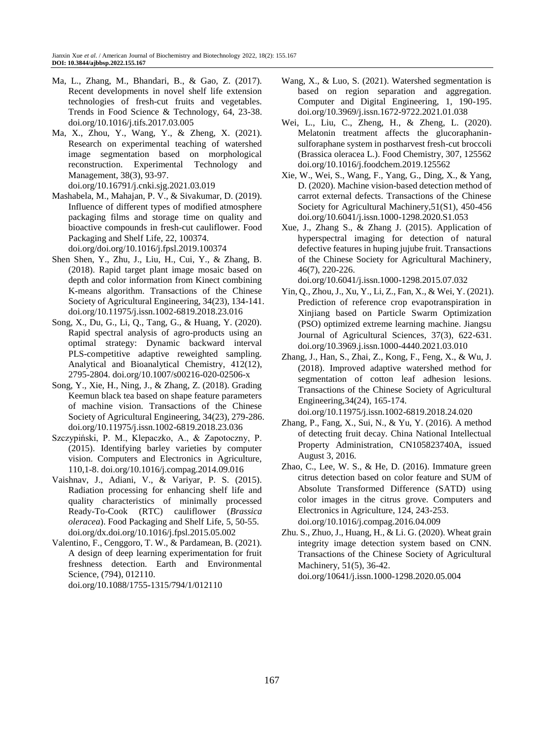Ma, L., Zhang, M., Bhandari, B., & Gao, Z. (2017). Recent developments in novel shelf life extension technologies of fresh-cut fruits and vegetables. Trends in Food Science & Technology, 64, 23-38. doi.org/10.1016/j.tifs.2017.03.005

Ma, X., Zhou, Y., Wang, Y., & Zheng, X. (2021). Research on experimental teaching of watershed image segmentation based on morphological reconstruction. Experimental Technology and Management, 38(3), 93-97. doi.org/10.16791/j.cnki.sjg.2021.03.019

Mashabela, M., Mahajan, P. V., & Sivakumar, D. (2019). Influence of different types of modified atmosphere packaging films and storage time on quality and bioactive compounds in fresh-cut cauliflower. Food Packaging and Shelf Life, 22, 100374. doi.org/doi.org/10.1016/j.fpsl.2019.100374

Shen Shen, Y., Zhu, J., Liu, H., Cui, Y., & Zhang, B. (2018). Rapid target plant image mosaic based on depth and color information from Kinect combining K-means algorithm. Transactions of the Chinese Society of Agricultural Engineering, 34(23), 134-141. doi.org/10.11975/j.issn.1002-6819.2018.23.016

Song, X., Du, G., Li, Q., Tang, G., & Huang, Y. (2020). Rapid spectral analysis of agro-products using an optimal strategy: Dynamic backward interval PLS-competitive adaptive reweighted sampling. Analytical and Bioanalytical Chemistry, 412(12), 2795-2804. doi.org/10.1007/s00216-020-02506-x

Song, Y., Xie, H., Ning, J., & Zhang, Z. (2018). Grading Keemun black tea based on shape feature parameters of machine vision. Transactions of the Chinese Society of Agricultural Engineering, 34(23), 279-286. doi.org/10.11975/j.issn.1002-6819.2018.23.036

Szczypiński, P. M., Klepaczko, A., & Zapotoczny, P. (2015). Identifying barley varieties by computer vision. Computers and Electronics in Agriculture, 110,1-8. doi.org/10.1016/j.compag.2014.09.016

Vaishnav, J., Adiani, V., & Variyar, P. S. (2015). Radiation processing for enhancing shelf life and quality characteristics of minimally processed Ready-To-Cook (RTC) cauliflower (*Brassica oleracea*). Food Packaging and Shelf Life, 5, 50-55. doi.org/dx.doi.org/10.1016/j.fpsl.2015.05.002

Valentino, F., Cenggoro, T. W., & Pardamean, B. (2021). A design of deep learning experimentation for fruit freshness detection. Earth and Environmental Science, (794), 012110. doi.org/10.1088/1755-1315/794/1/012110

Wang, X., & Luo, S. (2021). Watershed segmentation is based on region separation and aggregation. Computer and Digital Engineering, 1, 190-195. doi.org/10.3969/j.issn.1672-9722.2021.01.038

Wei, L., Liu, C., Zheng, H., & Zheng, L. (2020). Melatonin treatment affects the glucoraphanin-sulforaphane system in postharvest fresh-cut broccoli (Brassica oleracea L.). Food Chemistry, 307, 125562 doi.org/10.1016/j.foodchem.2019.125562

Xie, W., Wei, S., Wang, F., Yang, G., Ding, X., & Yang, D. (2020). Machine vision-based detection method of carrot external defects. Transactions of the Chinese Society for Agricultural Machinery,51(S1), 450-456 doi.org/10.6041/j.issn.1000-1298.2020.S1.053

Xue, J., Zhang S., & Zhang J. (2015). Application of hyperspectral imaging for detection of natural defective features in huping jujube fruit. Transactions of the Chinese Society for Agricultural Machinery, 46(7), 220-226. doi.org/10.6041/j.issn.1000-1298.2015.07.032

Yin, Q., Zhou, J., Xu, Y., Li, Z., Fan, X., & Wei, Y. (2021). Prediction of reference crop evapotranspiration in Xinjiang based on Particle Swarm Optimization (PSO) optimized extreme learning machine. Jiangsu Journal of Agricultural Sciences, 37(3), 622-631. doi.org/10.3969.j.issn.1000-4440.2021.03.010

Zhang, J., Han, S., Zhai, Z., Kong, F., Feng, X., & Wu, J. (2018). Improved adaptive watershed method for segmentation of cotton leaf adhesion lesions. Transactions of the Chinese Society of Agricultural Engineering,34(24), 165-174. doi.org/10.11975/j.issn.1002-6819.2018.24.020

Zhang, P., Fang, X., Sui, N., & Yu, Y. (2016). A method of detecting fruit decay. China National Intellectual Property Administration, CN105823740A, issued August 3, 2016.

Zhao, C., Lee, W. S., & He, D. (2016). Immature green citrus detection based on color feature and SUM of Absolute Transformed Difference (SATD) using color images in the citrus grove. Computers and Electronics in Agriculture, 124, 243-253. doi.org/10.1016/j.compag.2016.04.009

Zhu. S., Zhuo, J., Huang, H., & Li. G. (2020). Wheat grain integrity image detection system based on CNN. Transactions of the Chinese Society of Agricultural Machinery, 51(5), 36-42. doi.org/10641/j.issn.1000-1298.2020.05.004